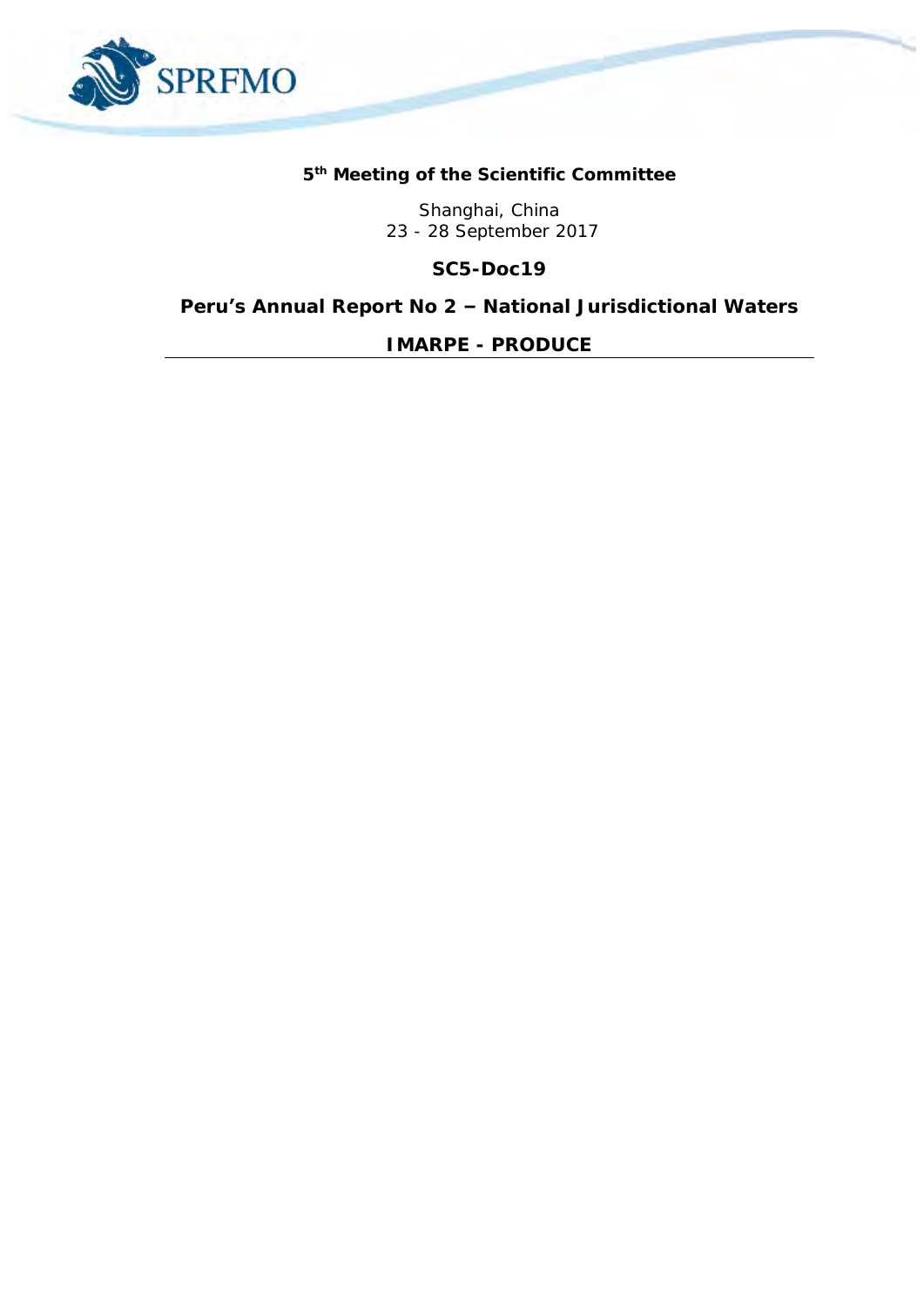SPRFMO

**5th Meeting of the Scientific Committee**

Shanghai, China
23 - 28 September 2017

**SC5-Doc19**

# Peru's Annual Report No 2 – National Jurisdictional Waters

**IMARPE - PRODUCE**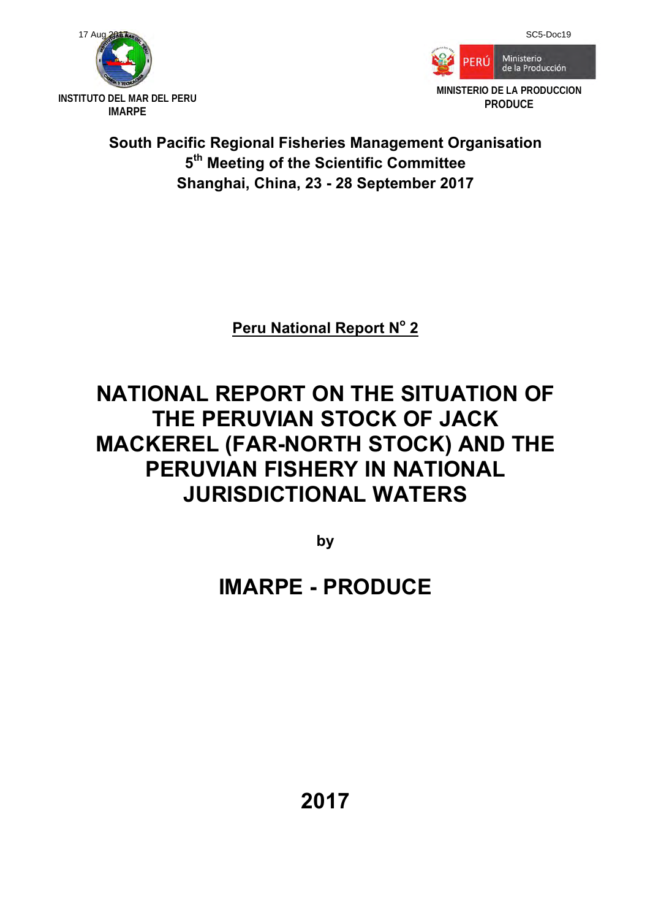17 Aug 2017

SC5-Doc19

INSTITUTO DEL MAR DEL PERU
IMARPE

MINISTERIO DE LA PRODUCCION
PRODUCE

**South Pacific Regional Fisheries Management Organisation**
**5th Meeting of the Scientific Committee**
**Shanghai, China, 23 - 28 September 2017**

**Peru National Report N° 2**

# NATIONAL REPORT ON THE SITUATION OF THE PERUVIAN STOCK OF JACK MACKEREL (FAR-NORTH STOCK) AND THE PERUVIAN FISHERY IN NATIONAL JURISDICTIONAL WATERS

**by**

## IMARPE - PRODUCE

**2017**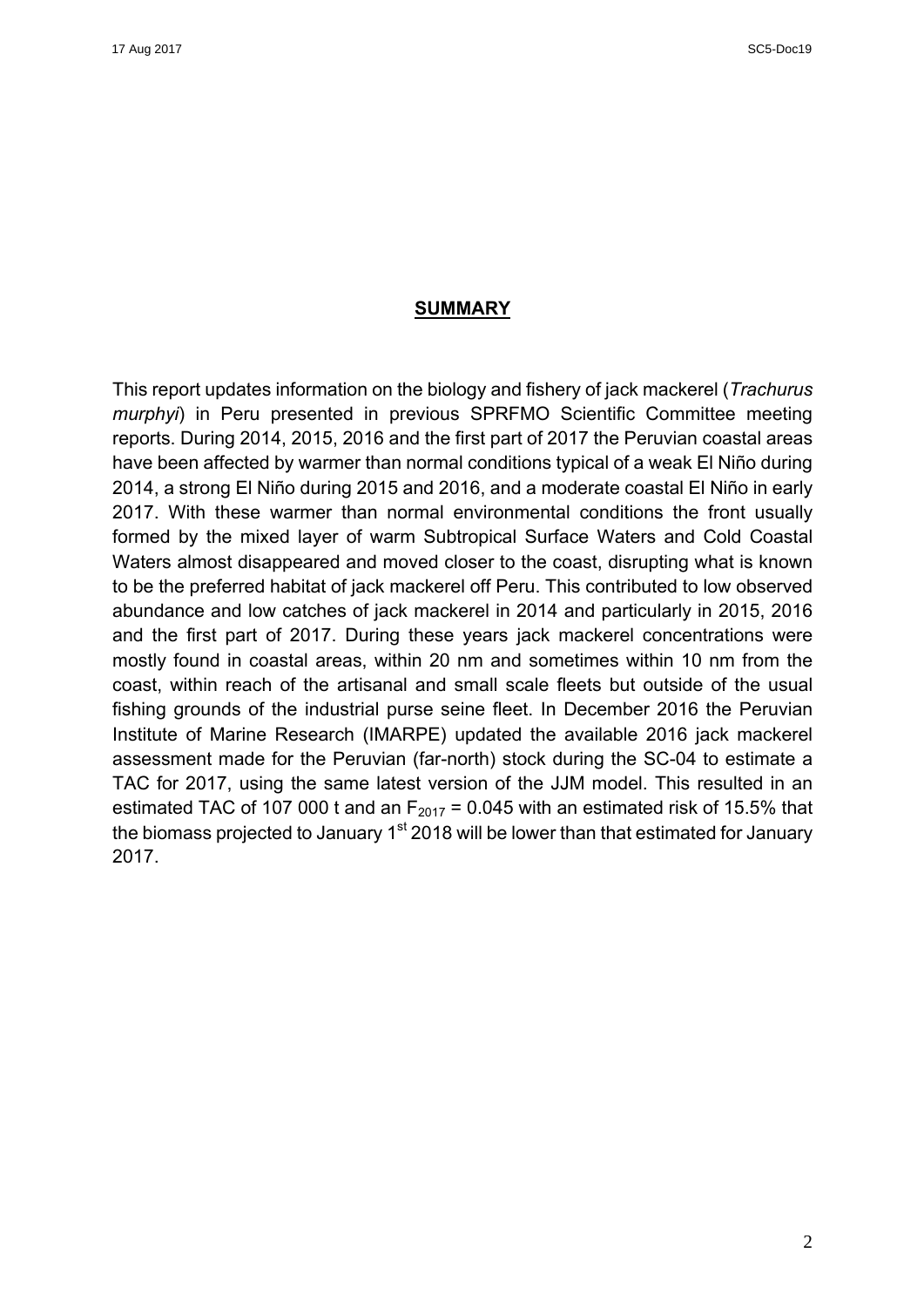## SUMMARY

This report updates information on the biology and fishery of jack mackerel (*Trachurus murphyi*) in Peru presented in previous SPRFMO Scientific Committee meeting reports. During 2014, 2015, 2016 and the first part of 2017 the Peruvian coastal areas have been affected by warmer than normal conditions typical of a weak El Niño during 2014, a strong El Niño during 2015 and 2016, and a moderate coastal El Niño in early 2017. With these warmer than normal environmental conditions the front usually formed by the mixed layer of warm Subtropical Surface Waters and Cold Coastal Waters almost disappeared and moved closer to the coast, disrupting what is known to be the preferred habitat of jack mackerel off Peru. This contributed to low observed abundance and low catches of jack mackerel in 2014 and particularly in 2015, 2016 and the first part of 2017. During these years jack mackerel concentrations were mostly found in coastal areas, within 20 nm and sometimes within 10 nm from the coast, within reach of the artisanal and small scale fleets but outside of the usual fishing grounds of the industrial purse seine fleet. In December 2016 the Peruvian Institute of Marine Research (IMARPE) updated the available 2016 jack mackerel assessment made for the Peruvian (far-north) stock during the SC-04 to estimate a TAC for 2017, using the same latest version of the JJM model. This resulted in an estimated TAC of 107 000 t and an $F_{2017} = 0.045$ with an estimated risk of 15.5% that the biomass projected to January 1st 2018 will be lower than that estimated for January 2017.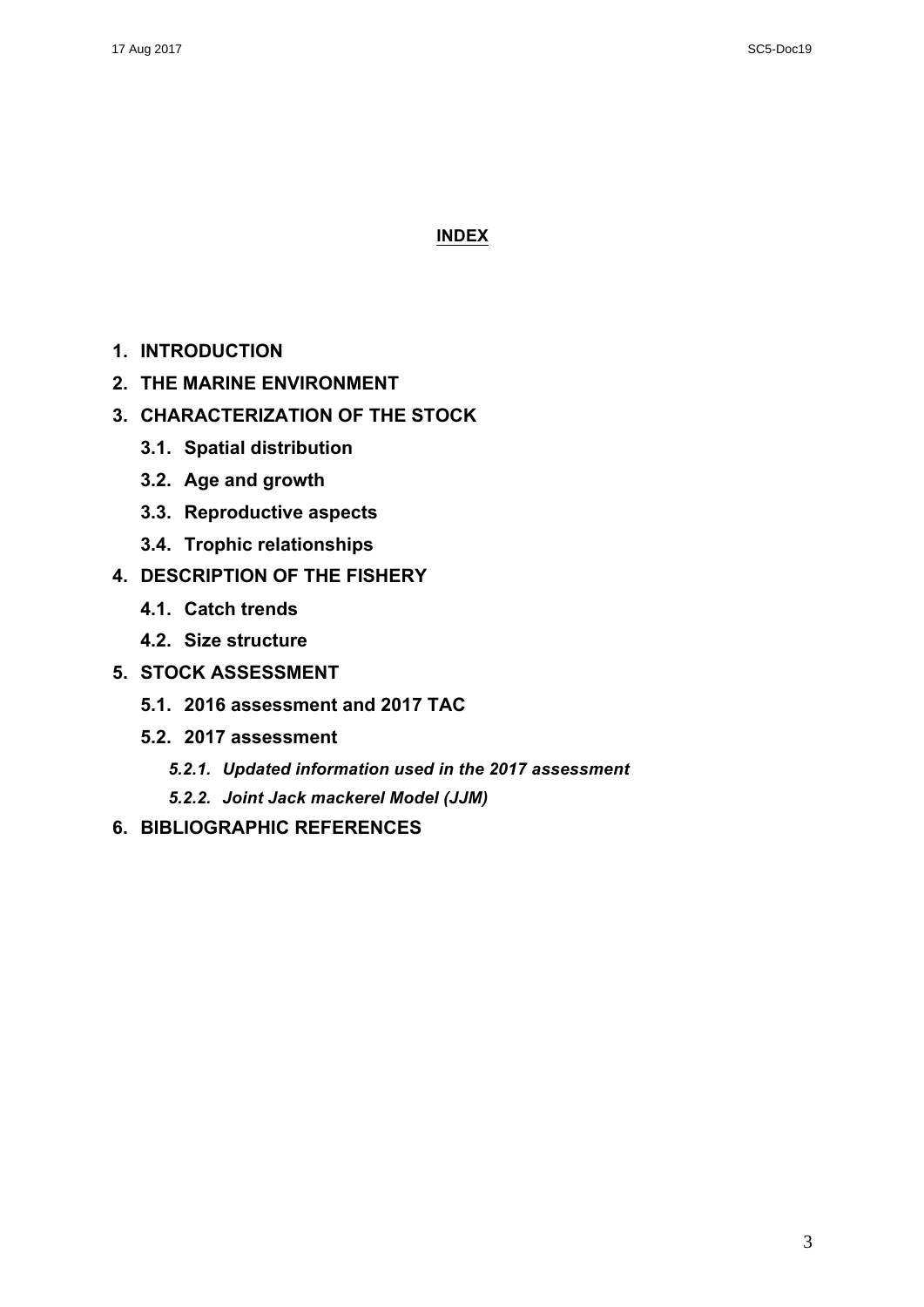**INDEX**

1. **INTRODUCTION**
2. **THE MARINE ENVIRONMENT**
3. **CHARACTERIZATION OF THE STOCK**
   - **3.1. Spatial distribution**
   - **3.2. Age and growth**
   - **3.3. Reproductive aspects**
   - **3.4. Trophic relationships**
4. **DESCRIPTION OF THE FISHERY**
   - **4.1. Catch trends**
   - **4.2. Size structure**
5. **STOCK ASSESSMENT**
   - **5.1. 2016 assessment and 2017 TAC**
   - **5.2. 2017 assessment**
     - ***5.2.1. Updated information used in the 2017 assessment***
     - ***5.2.2. Joint Jack mackerel Model (JJM)***
6. **BIBLIOGRAPHIC REFERENCES**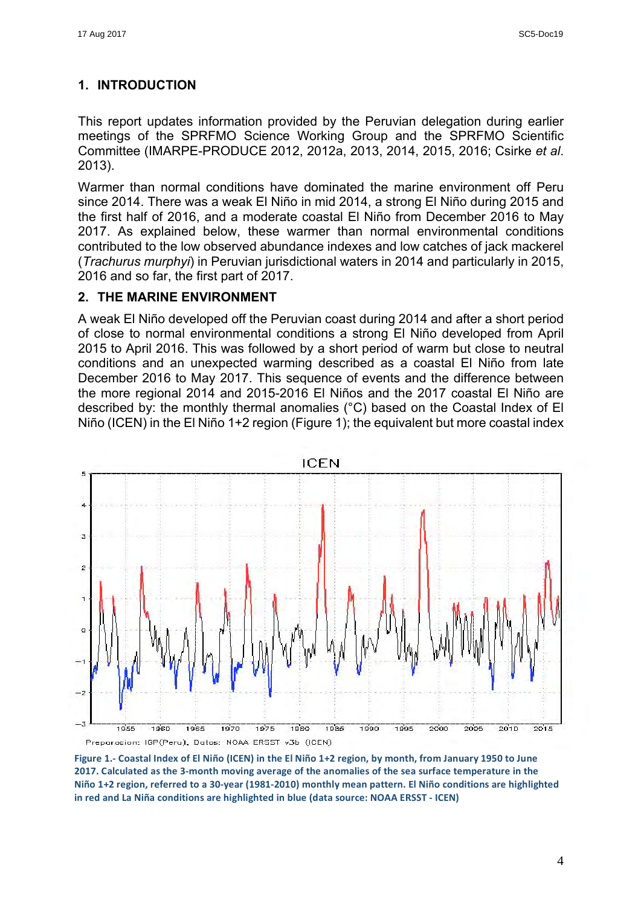## 1. INTRODUCTION

This report updates information provided by the Peruvian delegation during earlier meetings of the SPRFMO Science Working Group and the SPRFMO Scientific Committee (IMARPE-PRODUCE 2012, 2012a, 2013, 2014, 2015, 2016; Csirke *et al*. 2013).

Warmer than normal conditions have dominated the marine environment off Peru since 2014. There was a weak El Niño in mid 2014, a strong El Niño during 2015 and the first half of 2016, and a moderate coastal El Niño from December 2016 to May 2017. As explained below, these warmer than normal environmental conditions contributed to the low observed abundance indexes and low catches of jack mackerel (*Trachurus murphyi*) in Peruvian jurisdictional waters in 2014 and particularly in 2015, 2016 and so far, the first part of 2017.

## 2. THE MARINE ENVIRONMENT

A weak El Niño developed off the Peruvian coast during 2014 and after a short period of close to normal environmental conditions a strong El Niño developed from April 2015 to April 2016. This was followed by a short period of warm but close to neutral conditions and an unexpected warming described as a coastal El Niño from late December 2016 to May 2017. This sequence of events and the difference between the more regional 2014 and 2015-2016 El Niños and the 2017 coastal El Niño are described by: the monthly thermal anomalies (°C) based on the Coastal Index of El Niño (ICEN) in the El Niño 1+2 region (Figure 1); the equivalent but more coastal index

**Figure 1.- Coastal Index of El Niño (ICEN) in the El Niño 1+2 region, by month, from January 1950 to June 2017. Calculated as the 3-month moving average of the anomalies of the sea surface temperature in the Niño 1+2 region, referred to a 30-year (1981-2010) monthly mean pattern. El Niño conditions are highlighted in red and La Niña conditions are highlighted in blue (data source: NOAA ERSST - ICEN)**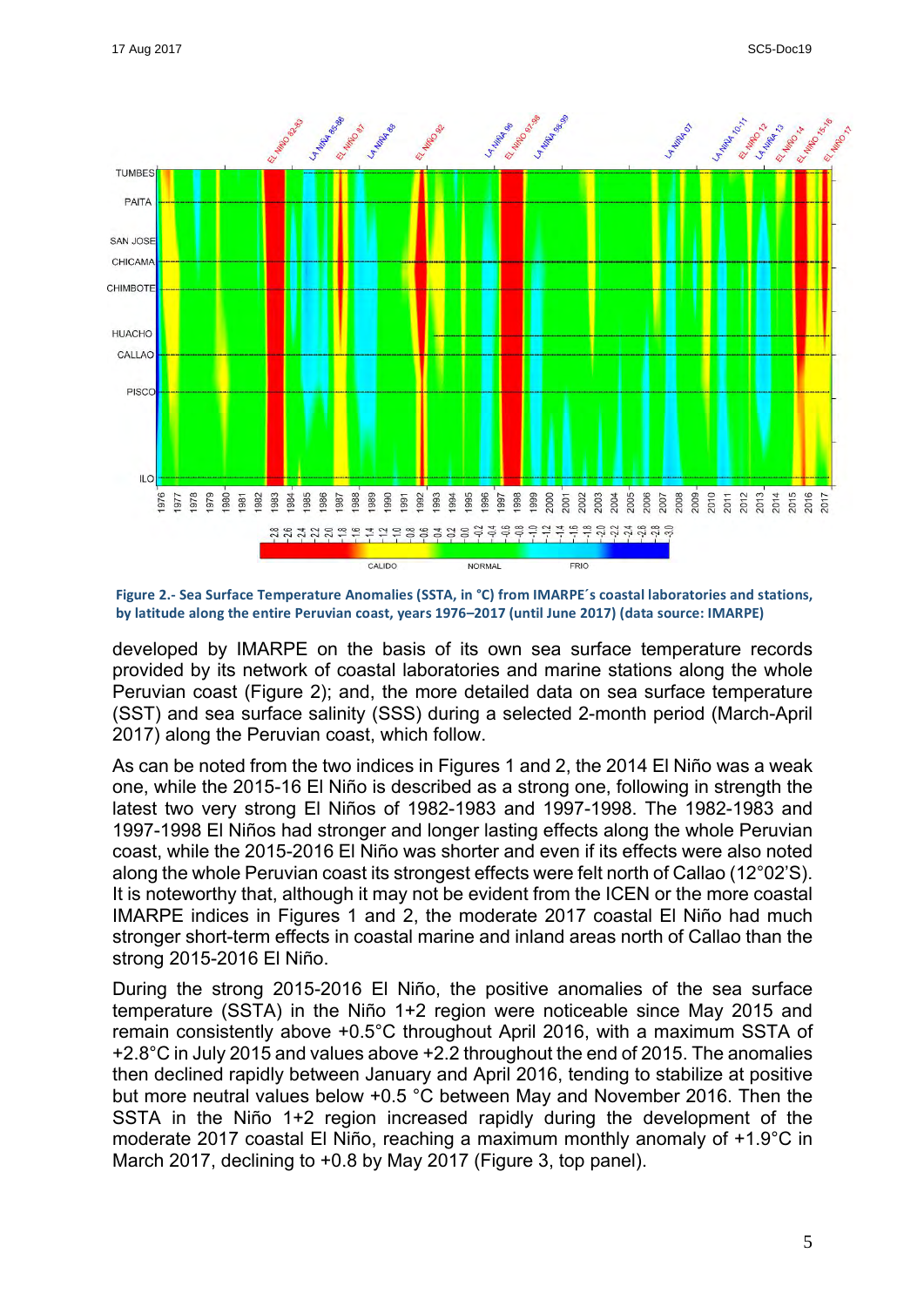**Figure 2.- Sea Surface Temperature Anomalies (SSTA, in °C) from IMARPE´s coastal laboratories and stations, by latitude along the entire Peruvian coast, years 1976–2017 (until June 2017) (data source: IMARPE)**

developed by IMARPE on the basis of its own sea surface temperature records provided by its network of coastal laboratories and marine stations along the whole Peruvian coast (Figure 2); and, the more detailed data on sea surface temperature (SST) and sea surface salinity (SSS) during a selected 2-month period (March-April 2017) along the Peruvian coast, which follow.

As can be noted from the two indices in Figures 1 and 2, the 2014 El Niño was a weak one, while the 2015-16 El Niño is described as a strong one, following in strength the latest two very strong El Niños of 1982-1983 and 1997-1998. The 1982-1983 and 1997-1998 El Niños had stronger and longer lasting effects along the whole Peruvian coast, while the 2015-2016 El Niño was shorter and even if its effects were also noted along the whole Peruvian coast its strongest effects were felt north of Callao (12°02'S). It is noteworthy that, although it may not be evident from the ICEN or the more coastal IMARPE indices in Figures 1 and 2, the moderate 2017 coastal El Niño had much stronger short-term effects in coastal marine and inland areas north of Callao than the strong 2015-2016 El Niño.

During the strong 2015-2016 El Niño, the positive anomalies of the sea surface temperature (SSTA) in the Niño 1+2 region were noticeable since May 2015 and remain consistently above +0.5°C throughout April 2016, with a maximum SSTA of +2.8°C in July 2015 and values above +2.2 throughout the end of 2015. The anomalies then declined rapidly between January and April 2016, tending to stabilize at positive but more neutral values below +0.5 °C between May and November 2016. Then the SSTA in the Niño 1+2 region increased rapidly during the development of the moderate 2017 coastal El Niño, reaching a maximum monthly anomaly of +1.9°C in March 2017, declining to +0.8 by May 2017 (Figure 3, top panel).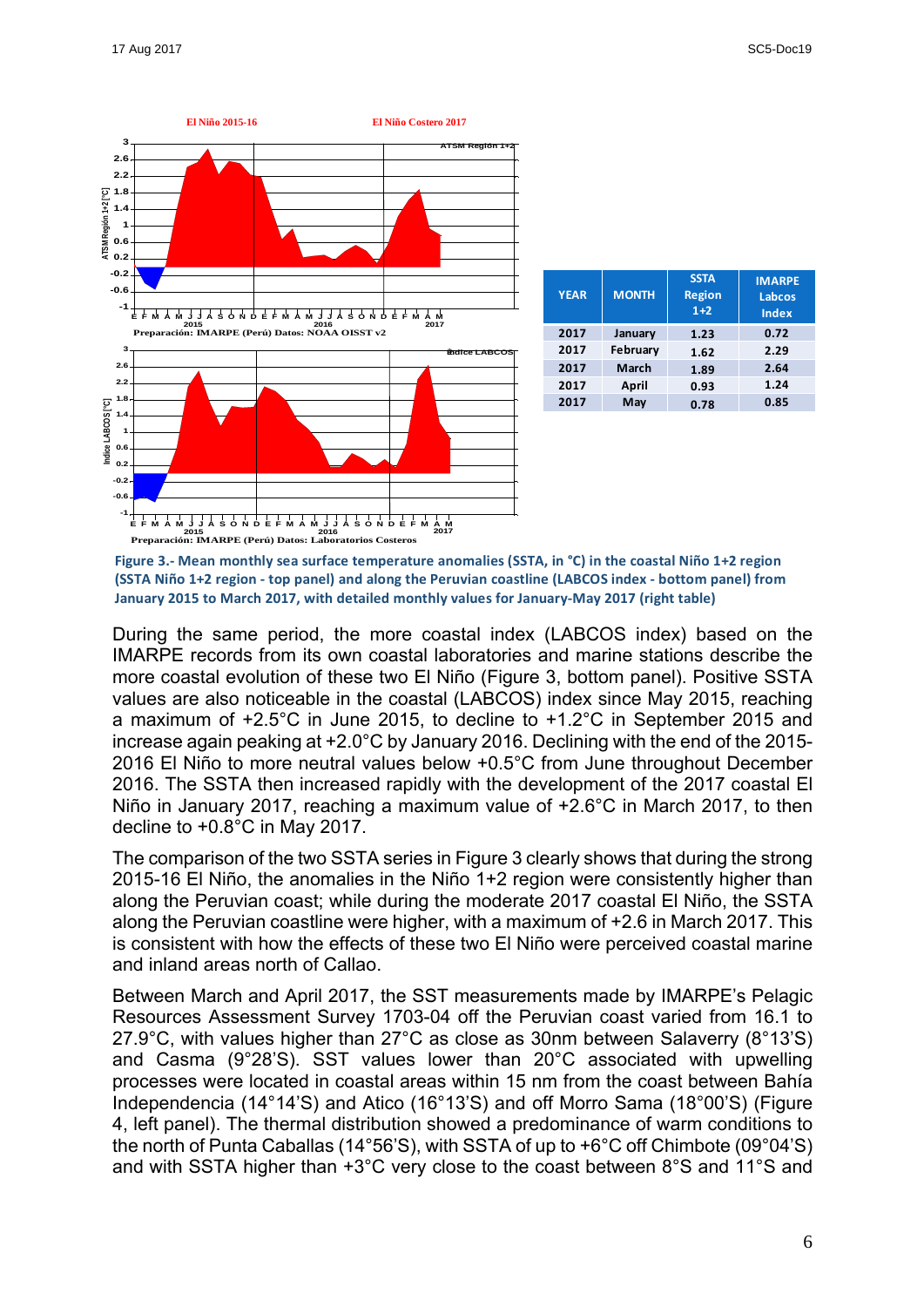| YEAR | MONTH | SSTA Region 1+2 | IMARPE Labcos Index |
|---|---|---|---|
| 2017 | January | 1.23 | 0.72 |
| 2017 | February | 1.62 | 2.29 |
| 2017 | March | 1.89 | 2.64 |
| 2017 | April | 0.93 | 1.24 |
| 2017 | May | 0.78 | 0.85 |

**Figure 3.- Mean monthly sea surface temperature anomalies (SSTA, in °C) in the coastal Niño 1+2 region (SSTA Niño 1+2 region - top panel) and along the Peruvian coastline (LABCOS index - bottom panel) from January 2015 to March 2017, with detailed monthly values for January-May 2017 (right table)**

During the same period, the more coastal index (LABCOS index) based on the IMARPE records from its own coastal laboratories and marine stations describe the more coastal evolution of these two El Niño (Figure 3, bottom panel). Positive SSTA values are also noticeable in the coastal (LABCOS) index since May 2015, reaching a maximum of +2.5°C in June 2015, to decline to +1.2°C in September 2015 and increase again peaking at +2.0°C by January 2016. Declining with the end of the 2015-2016 El Niño to more neutral values below +0.5°C from June throughout December 2016. The SSTA then increased rapidly with the development of the 2017 coastal El Niño in January 2017, reaching a maximum value of +2.6°C in March 2017, to then decline to +0.8°C in May 2017.

The comparison of the two SSTA series in Figure 3 clearly shows that during the strong 2015-16 El Niño, the anomalies in the Niño 1+2 region were consistently higher than along the Peruvian coast; while during the moderate 2017 coastal El Niño, the SSTA along the Peruvian coastline were higher, with a maximum of +2.6 in March 2017. This is consistent with how the effects of these two El Niño were perceived coastal marine and inland areas north of Callao.

Between March and April 2017, the SST measurements made by IMARPE's Pelagic Resources Assessment Survey 1703-04 off the Peruvian coast varied from 16.1 to 27.9°C, with values higher than 27°C as close as 30nm between Salaverry (8°13'S) and Casma (9°28'S). SST values lower than 20°C associated with upwelling processes were located in coastal areas within 15 nm from the coast between Bahía Independencia (14°14'S) and Atico (16°13'S) and off Morro Sama (18°00'S) (Figure 4, left panel). The thermal distribution showed a predominance of warm conditions to the north of Punta Caballas (14°56'S), with SSTA of up to +6°C off Chimbote (09°04'S) and with SSTA higher than +3°C very close to the coast between 8°S and 11°S and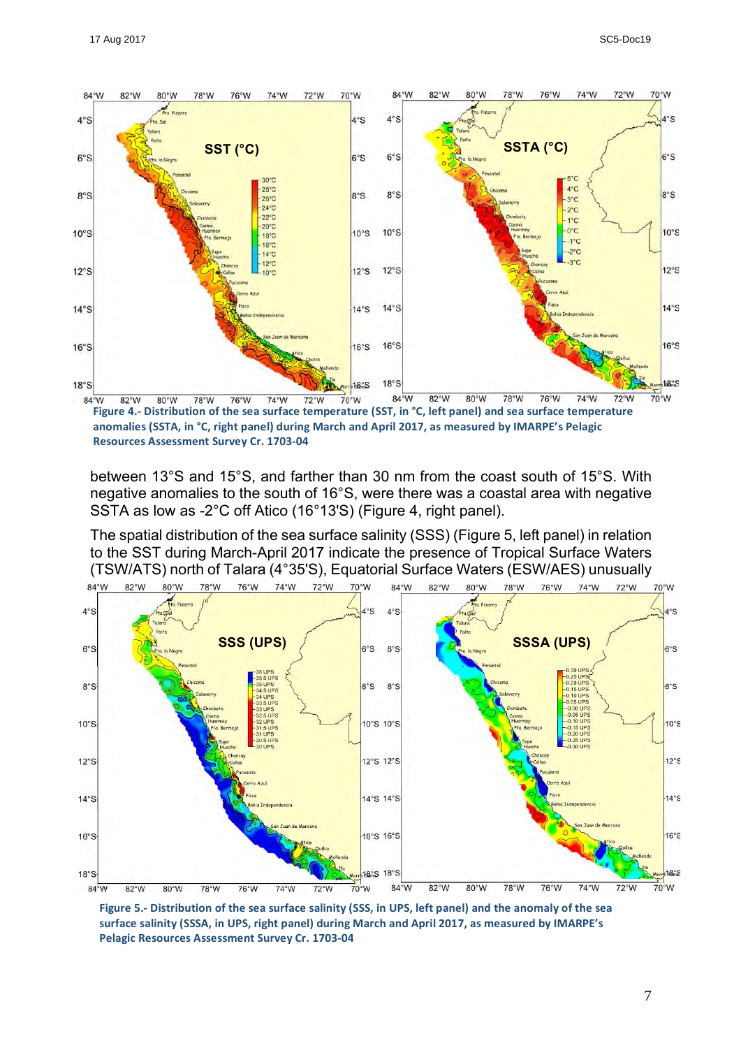Figure 4.- Distribution of the sea surface temperature (SST, in °C, left panel) and sea surface temperature anomalies (SSTA, in °C, right panel) during March and April 2017, as measured by IMARPE's Pelagic Resources Assessment Survey Cr. 1703-04

between 13°S and 15°S, and farther than 30 nm from the coast south of 15°S. With negative anomalies to the south of 16°S, were there was a coastal area with negative SSTA as low as -2°C off Atico (16°13'S) (Figure 4, right panel).

The spatial distribution of the sea surface salinity (SSS) (Figure 5, left panel) in relation to the SST during March-April 2017 indicate the presence of Tropical Surface Waters (TSW/ATS) north of Talara (4°35'S), Equatorial Surface Waters (ESW/AES) unusually

Figure 5.- Distribution of the sea surface salinity (SSS, in UPS, left panel) and the anomaly of the sea surface salinity (SSSA, in UPS, right panel) during March and April 2017, as measured by IMARPE's Pelagic Resources Assessment Survey Cr. 1703-04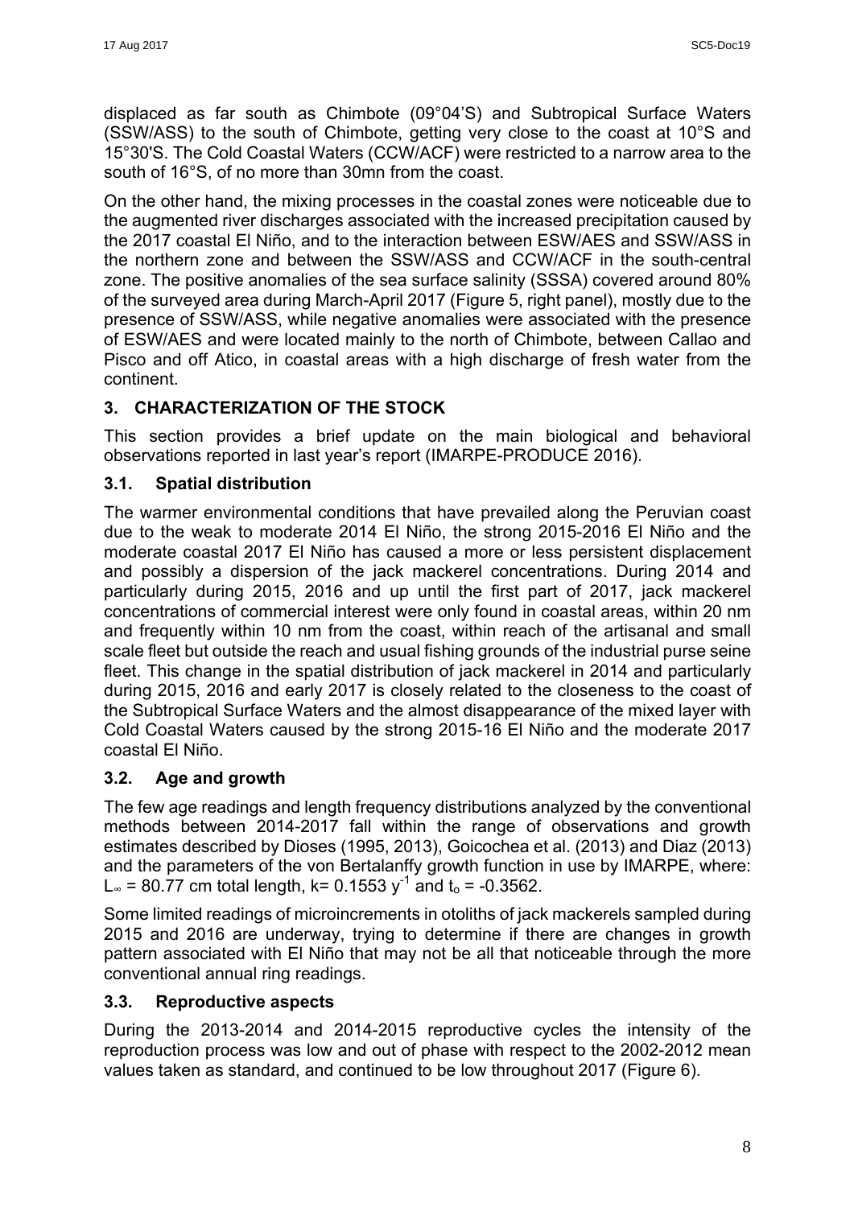displaced as far south as Chimbote (09°04'S) and Subtropical Surface Waters (SSW/ASS) to the south of Chimbote, getting very close to the coast at 10°S and 15°30'S. The Cold Coastal Waters (CCW/ACF) were restricted to a narrow area to the south of 16°S, of no more than 30mn from the coast.

On the other hand, the mixing processes in the coastal zones were noticeable due to the augmented river discharges associated with the increased precipitation caused by the 2017 coastal El Niño, and to the interaction between ESW/AES and SSW/ASS in the northern zone and between the SSW/ASS and CCW/ACF in the south-central zone. The positive anomalies of the sea surface salinity (SSSA) covered around 80% of the surveyed area during March-April 2017 (Figure 5, right panel), mostly due to the presence of SSW/ASS, while negative anomalies were associated with the presence of ESW/AES and were located mainly to the north of Chimbote, between Callao and Pisco and off Atico, in coastal areas with a high discharge of fresh water from the continent.

## 3. CHARACTERIZATION OF THE STOCK

This section provides a brief update on the main biological and behavioral observations reported in last year's report (IMARPE-PRODUCE 2016).

### 3.1. Spatial distribution

The warmer environmental conditions that have prevailed along the Peruvian coast due to the weak to moderate 2014 El Niño, the strong 2015-2016 El Niño and the moderate coastal 2017 El Niño has caused a more or less persistent displacement and possibly a dispersion of the jack mackerel concentrations. During 2014 and particularly during 2015, 2016 and up until the first part of 2017, jack mackerel concentrations of commercial interest were only found in coastal areas, within 20 nm and frequently within 10 nm from the coast, within reach of the artisanal and small scale fleet but outside the reach and usual fishing grounds of the industrial purse seine fleet. This change in the spatial distribution of jack mackerel in 2014 and particularly during 2015, 2016 and early 2017 is closely related to the closeness to the coast of the Subtropical Surface Waters and the almost disappearance of the mixed layer with Cold Coastal Waters caused by the strong 2015-16 El Niño and the moderate 2017 coastal El Niño.

### 3.2. Age and growth

The few age readings and length frequency distributions analyzed by the conventional methods between 2014-2017 fall within the range of observations and growth estimates described by Dioses (1995, 2013), Goicochea et al. (2013) and Diaz (2013) and the parameters of the von Bertalanffy growth function in use by IMARPE, where: $L_\infty = 80.77$ cm total length, $k = 0.1553\ y^{-1}$ and $t_o = -0.3562$.

Some limited readings of microincrements in otoliths of jack mackerels sampled during 2015 and 2016 are underway, trying to determine if there are changes in growth pattern associated with El Niño that may not be all that noticeable through the more conventional annual ring readings.

### 3.3. Reproductive aspects

During the 2013-2014 and 2014-2015 reproductive cycles the intensity of the reproduction process was low and out of phase with respect to the 2002-2012 mean values taken as standard, and continued to be low throughout 2017 (Figure 6).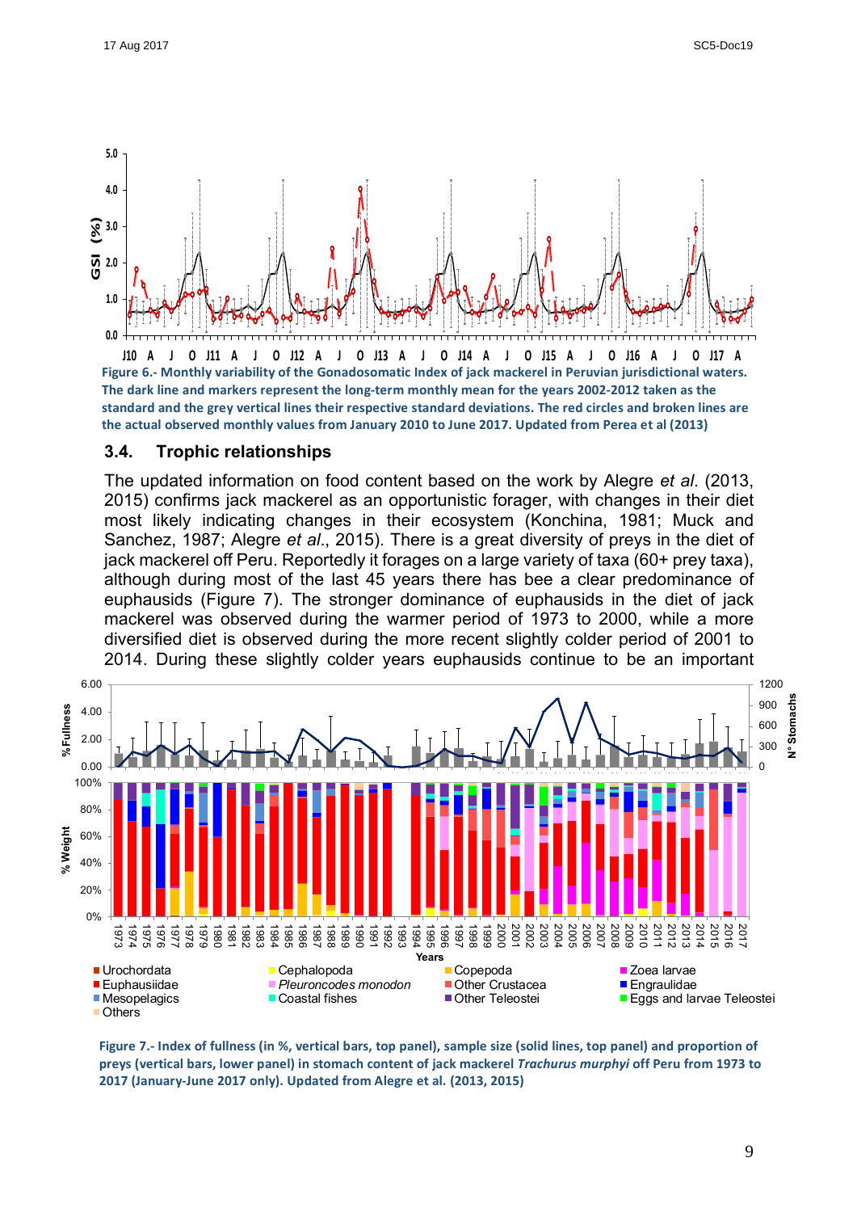**Figure 6.- Monthly variability of the Gonadosomatic Index of jack mackerel in Peruvian jurisdictional waters. The dark line and markers represent the long-term monthly mean for the years 2002-2012 taken as the standard and the grey vertical lines their respective standard deviations. The red circles and broken lines are the actual observed monthly values from January 2010 to June 2017. Updated from Perea et al (2013)**

### 3.4. Trophic relationships

The updated information on food content based on the work by Alegre *et al*. (2013, 2015) confirms jack mackerel as an opportunistic forager, with changes in their diet most likely indicating changes in their ecosystem (Konchina, 1981; Muck and Sanchez, 1987; Alegre *et al*., 2015). There is a great diversity of preys in the diet of jack mackerel off Peru. Reportedly it forages on a large variety of taxa (60+ prey taxa), although during most of the last 45 years there has bee a clear predominance of euphausids (Figure 7). The stronger dominance of euphausids in the diet of jack mackerel was observed during the warmer period of 1973 to 2000, while a more diversified diet is observed during the more recent slightly colder period of 2001 to 2014. During these slightly colder years euphausids continue to be an important

**Figure 7.- Index of fullness (in %, vertical bars, top panel), sample size (solid lines, top panel) and proportion of preys (vertical bars, lower panel) in stomach content of jack mackerel *Trachurus murphyi* off Peru from 1973 to 2017 (January-June 2017 only). Updated from Alegre et al. (2013, 2015)**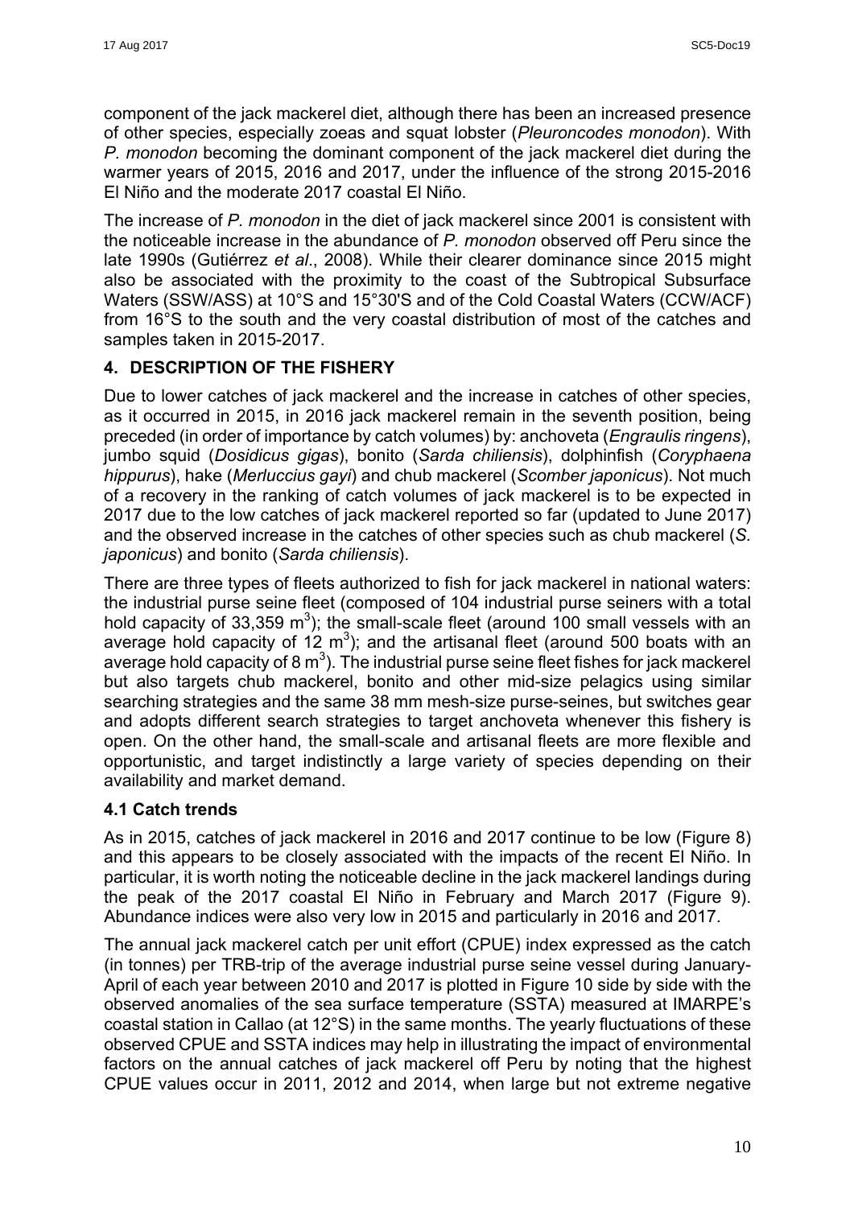component of the jack mackerel diet, although there has been an increased presence of other species, especially zoeas and squat lobster (*Pleuroncodes monodon*). With *P. monodon* becoming the dominant component of the jack mackerel diet during the warmer years of 2015, 2016 and 2017, under the influence of the strong 2015-2016 El Niño and the moderate 2017 coastal El Niño.

The increase of *P. monodon* in the diet of jack mackerel since 2001 is consistent with the noticeable increase in the abundance of *P. monodon* observed off Peru since the late 1990s (Gutiérrez *et al*., 2008). While their clearer dominance since 2015 might also be associated with the proximity to the coast of the Subtropical Subsurface Waters (SSW/ASS) at 10°S and 15°30'S and of the Cold Coastal Waters (CCW/ACF) from 16°S to the south and the very coastal distribution of most of the catches and samples taken in 2015-2017.

## 4. DESCRIPTION OF THE FISHERY

Due to lower catches of jack mackerel and the increase in catches of other species, as it occurred in 2015, in 2016 jack mackerel remain in the seventh position, being preceded (in order of importance by catch volumes) by: anchoveta (*Engraulis ringens*), jumbo squid (*Dosidicus gigas*), bonito (*Sarda chiliensis*), dolphinfish (*Coryphaena hippurus*), hake (*Merluccius gayi*) and chub mackerel (*Scomber japonicus*). Not much of a recovery in the ranking of catch volumes of jack mackerel is to be expected in 2017 due to the low catches of jack mackerel reported so far (updated to June 2017) and the observed increase in the catches of other species such as chub mackerel (*S. japonicus*) and bonito (*Sarda chiliensis*).

There are three types of fleets authorized to fish for jack mackerel in national waters: the industrial purse seine fleet (composed of 104 industrial purse seiners with a total hold capacity of 33,359 $m^3$); the small-scale fleet (around 100 small vessels with an average hold capacity of 12 $m^3$); and the artisanal fleet (around 500 boats with an average hold capacity of 8 $m^3$). The industrial purse seine fleet fishes for jack mackerel but also targets chub mackerel, bonito and other mid-size pelagics using similar searching strategies and the same 38 mm mesh-size purse-seines, but switches gear and adopts different search strategies to target anchoveta whenever this fishery is open. On the other hand, the small-scale and artisanal fleets are more flexible and opportunistic, and target indistinctly a large variety of species depending on their availability and market demand.

### 4.1 Catch trends

As in 2015, catches of jack mackerel in 2016 and 2017 continue to be low (Figure 8) and this appears to be closely associated with the impacts of the recent El Niño. In particular, it is worth noting the noticeable decline in the jack mackerel landings during the peak of the 2017 coastal El Niño in February and March 2017 (Figure 9). Abundance indices were also very low in 2015 and particularly in 2016 and 2017.

The annual jack mackerel catch per unit effort (CPUE) index expressed as the catch (in tonnes) per TRB-trip of the average industrial purse seine vessel during January-April of each year between 2010 and 2017 is plotted in Figure 10 side by side with the observed anomalies of the sea surface temperature (SSTA) measured at IMARPE's coastal station in Callao (at 12°S) in the same months. The yearly fluctuations of these observed CPUE and SSTA indices may help in illustrating the impact of environmental factors on the annual catches of jack mackerel off Peru by noting that the highest CPUE values occur in 2011, 2012 and 2014, when large but not extreme negative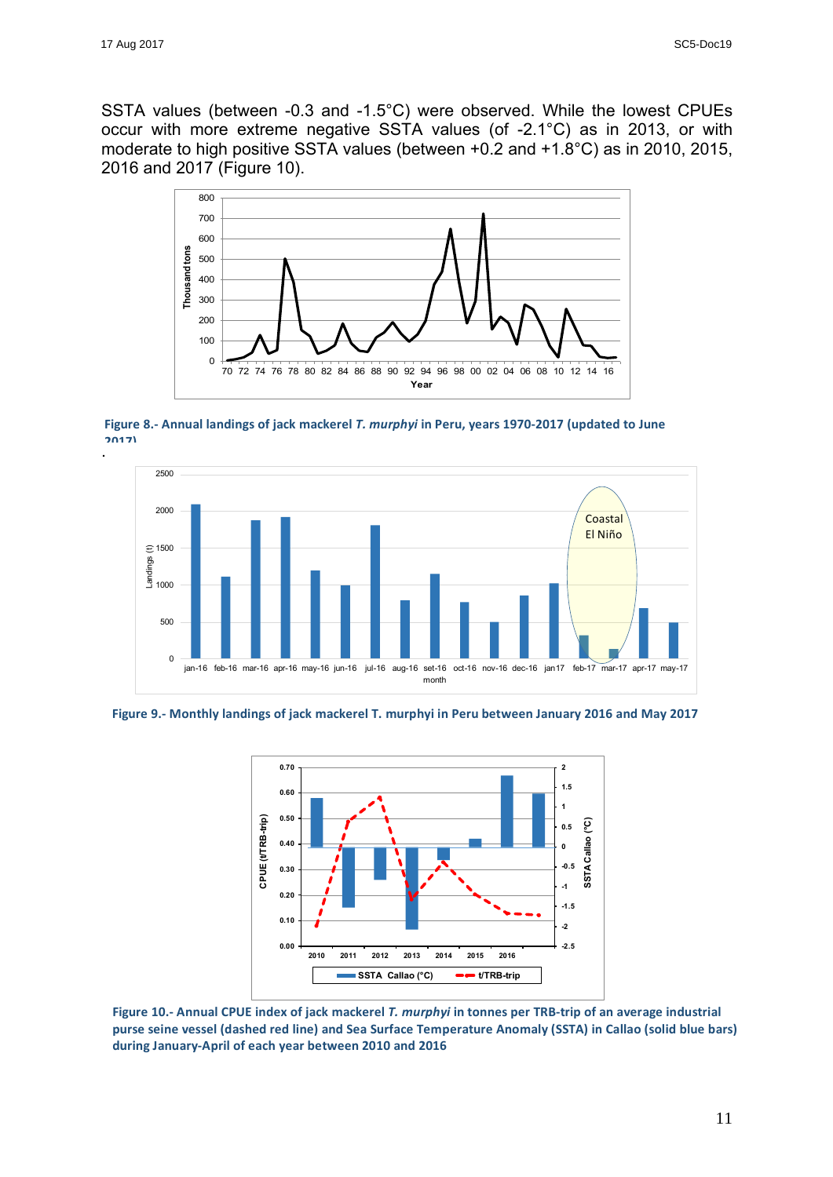SSTA values (between -0.3 and -1.5°C) were observed. While the lowest CPUEs occur with more extreme negative SSTA values (of -2.1°C) as in 2013, or with moderate to high positive SSTA values (between +0.2 and +1.8°C) as in 2010, 2015, 2016 and 2017 (Figure 10).

**Figure 8.- Annual landings of jack mackerel *T. murphyi* in Peru, years 1970-2017 (updated to June 2017)**

.

**Figure 9.- Monthly landings of jack mackerel T. murphyi in Peru between January 2016 and May 2017**

**Figure 10.- Annual CPUE index of jack mackerel *T. murphyi* in tonnes per TRB-trip of an average industrial purse seine vessel (dashed red line) and Sea Surface Temperature Anomaly (SSTA) in Callao (solid blue bars) during January-April of each year between 2010 and 2016**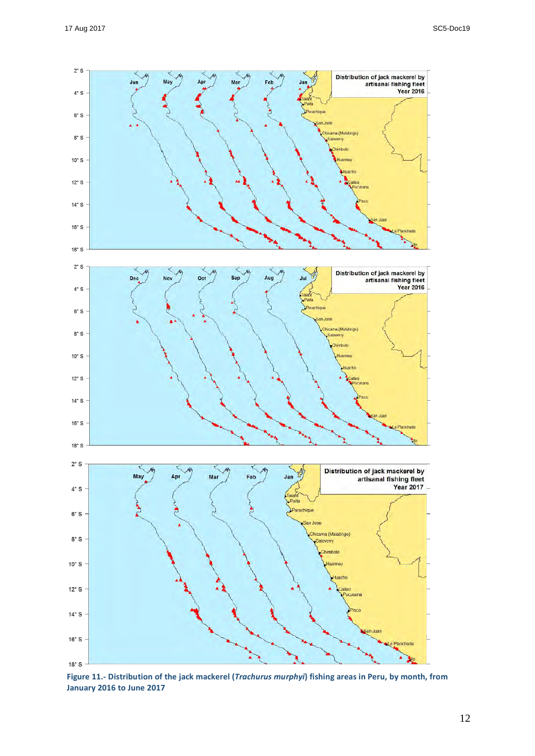**Figure 11.- Distribution of the jack mackerel (*Trachurus murphyi*) fishing areas in Peru, by month, from January 2016 to June 2017**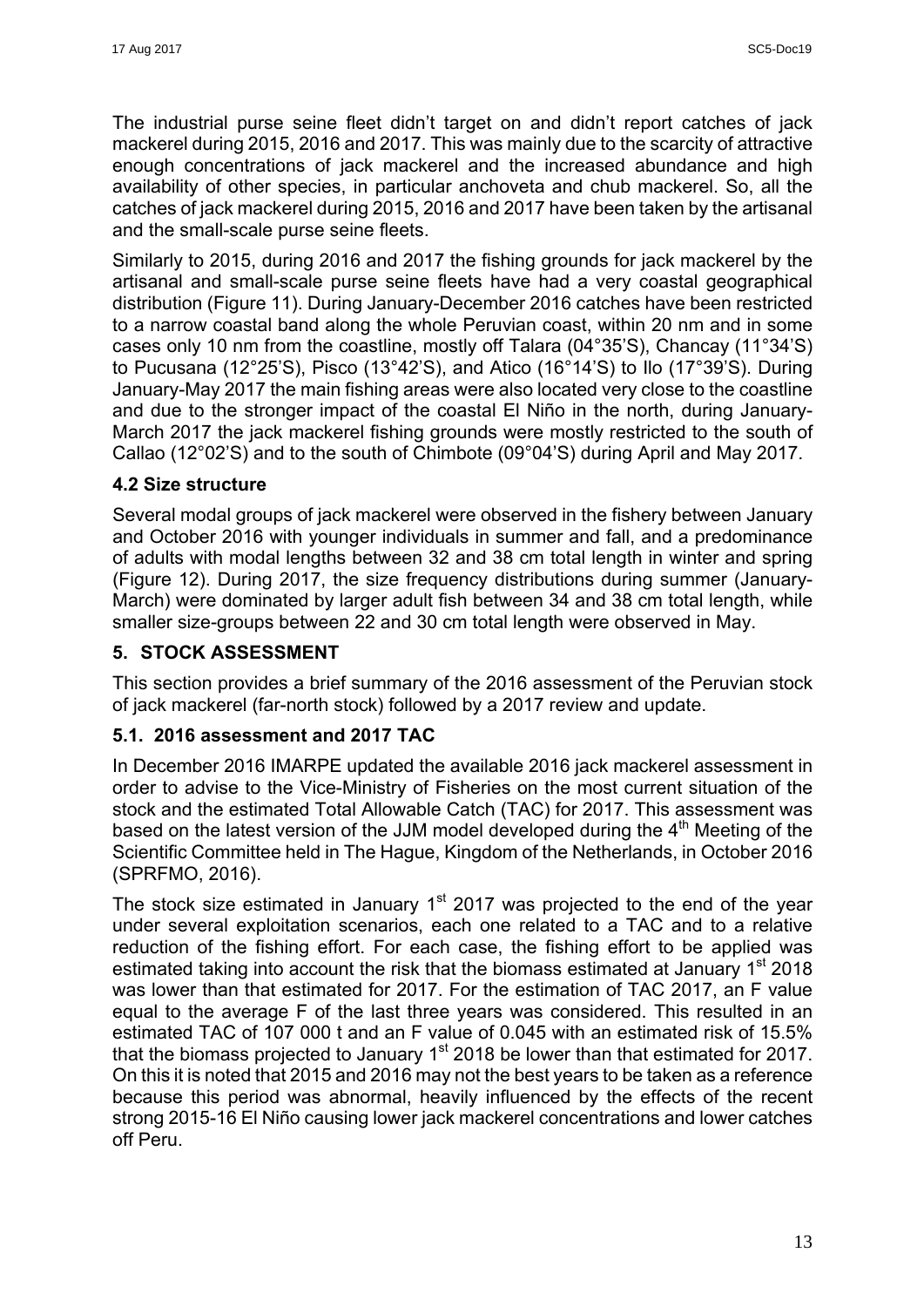The industrial purse seine fleet didn't target on and didn't report catches of jack mackerel during 2015, 2016 and 2017. This was mainly due to the scarcity of attractive enough concentrations of jack mackerel and the increased abundance and high availability of other species, in particular anchoveta and chub mackerel. So, all the catches of jack mackerel during 2015, 2016 and 2017 have been taken by the artisanal and the small-scale purse seine fleets.

Similarly to 2015, during 2016 and 2017 the fishing grounds for jack mackerel by the artisanal and small-scale purse seine fleets have had a very coastal geographical distribution (Figure 11). During January-December 2016 catches have been restricted to a narrow coastal band along the whole Peruvian coast, within 20 nm and in some cases only 10 nm from the coastline, mostly off Talara (04°35'S), Chancay (11°34'S) to Pucusana (12°25'S), Pisco (13°42'S), and Atico (16°14'S) to Ilo (17°39'S). During January-May 2017 the main fishing areas were also located very close to the coastline and due to the stronger impact of the coastal El Niño in the north, during January-March 2017 the jack mackerel fishing grounds were mostly restricted to the south of Callao (12°02'S) and to the south of Chimbote (09°04'S) during April and May 2017.

### 4.2 Size structure

Several modal groups of jack mackerel were observed in the fishery between January and October 2016 with younger individuals in summer and fall, and a predominance of adults with modal lengths between 32 and 38 cm total length in winter and spring (Figure 12). During 2017, the size frequency distributions during summer (January-March) were dominated by larger adult fish between 34 and 38 cm total length, while smaller size-groups between 22 and 30 cm total length were observed in May.

## 5. STOCK ASSESSMENT

This section provides a brief summary of the 2016 assessment of the Peruvian stock of jack mackerel (far-north stock) followed by a 2017 review and update.

### 5.1. 2016 assessment and 2017 TAC

In December 2016 IMARPE updated the available 2016 jack mackerel assessment in order to advise to the Vice-Ministry of Fisheries on the most current situation of the stock and the estimated Total Allowable Catch (TAC) for 2017. This assessment was based on the latest version of the JJM model developed during the 4th Meeting of the Scientific Committee held in The Hague, Kingdom of the Netherlands, in October 2016 (SPRFMO, 2016).

The stock size estimated in January 1st 2017 was projected to the end of the year under several exploitation scenarios, each one related to a TAC and to a relative reduction of the fishing effort. For each case, the fishing effort to be applied was estimated taking into account the risk that the biomass estimated at January 1st 2018 was lower than that estimated for 2017. For the estimation of TAC 2017, an F value equal to the average F of the last three years was considered. This resulted in an estimated TAC of 107 000 t and an F value of 0.045 with an estimated risk of 15.5% that the biomass projected to January 1st 2018 be lower than that estimated for 2017. On this it is noted that 2015 and 2016 may not the best years to be taken as a reference because this period was abnormal, heavily influenced by the effects of the recent strong 2015-16 El Niño causing lower jack mackerel concentrations and lower catches off Peru.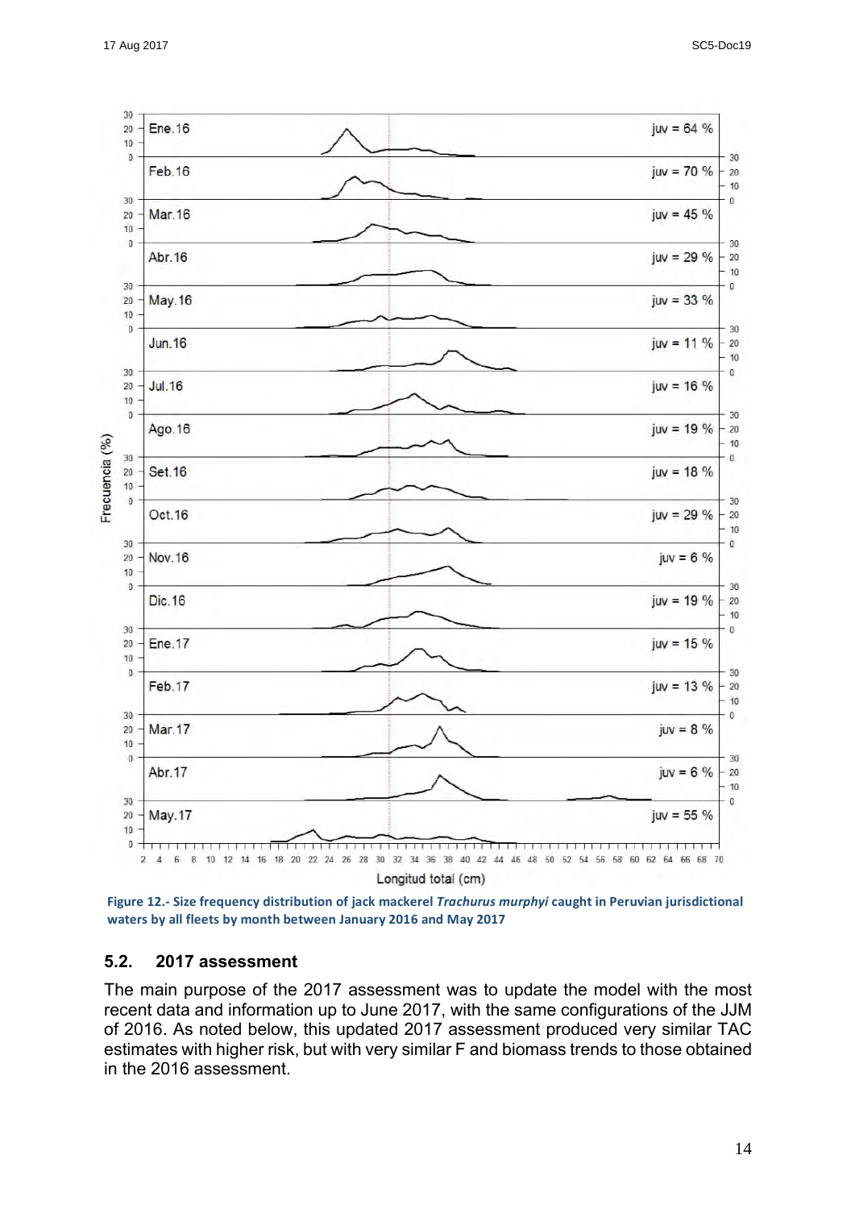**Figure 12.- Size frequency distribution of jack mackerel *Trachurus murphyi* caught in Peruvian jurisdictional waters by all fleets by month between January 2016 and May 2017**

## 5.2. 2017 assessment

The main purpose of the 2017 assessment was to update the model with the most recent data and information up to June 2017, with the same configurations of the JJM of 2016. As noted below, this updated 2017 assessment produced very similar TAC estimates with higher risk, but with very similar F and biomass trends to those obtained in the 2016 assessment.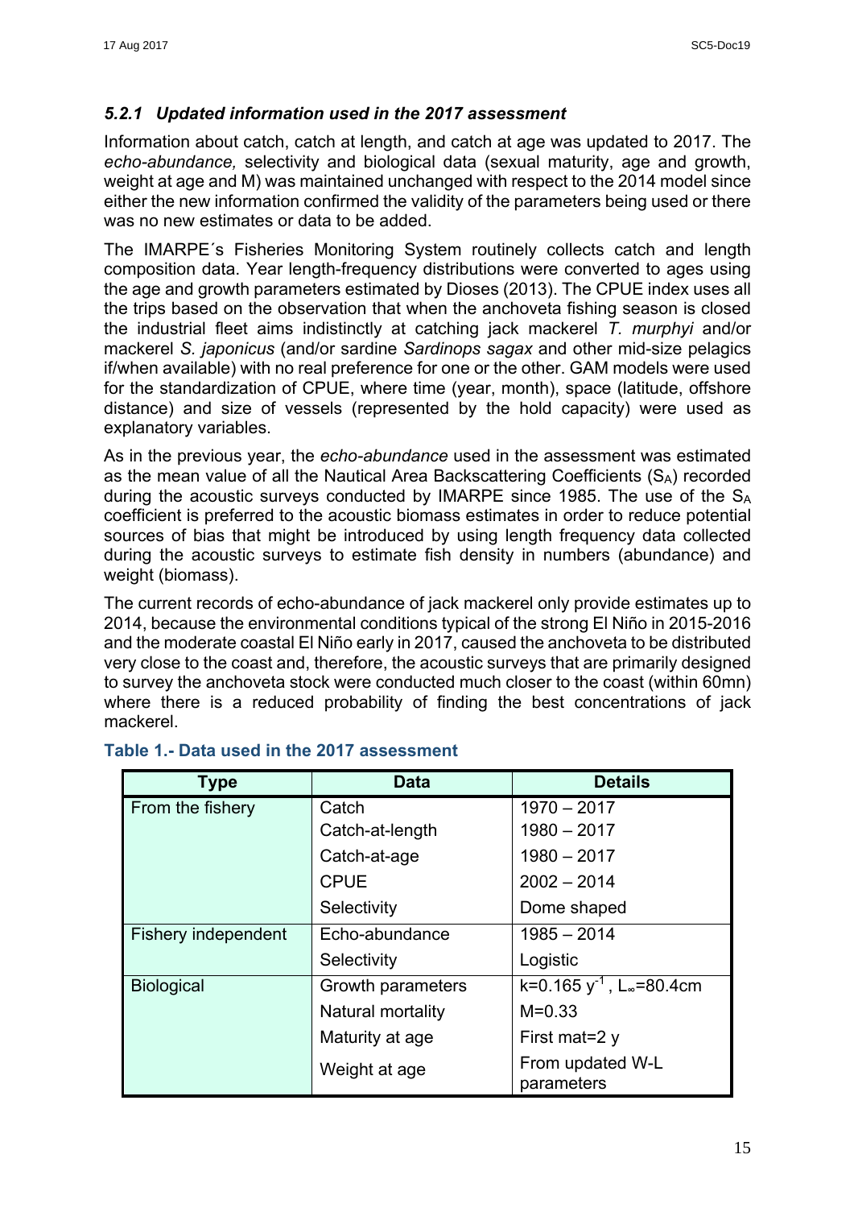### *5.2.1 Updated information used in the 2017 assessment*

Information about catch, catch at length, and catch at age was updated to 2017. The *echo-abundance,* selectivity and biological data (sexual maturity, age and growth, weight at age and M) was maintained unchanged with respect to the 2014 model since either the new information confirmed the validity of the parameters being used or there was no new estimates or data to be added.

The IMARPE´s Fisheries Monitoring System routinely collects catch and length composition data. Year length-frequency distributions were converted to ages using the age and growth parameters estimated by Dioses (2013). The CPUE index uses all the trips based on the observation that when the anchoveta fishing season is closed the industrial fleet aims indistinctly at catching jack mackerel *T. murphyi* and/or mackerel *S. japonicus* (and/or sardine *Sardinops sagax* and other mid-size pelagics if/when available) with no real preference for one or the other. GAM models were used for the standardization of CPUE, where time (year, month), space (latitude, offshore distance) and size of vessels (represented by the hold capacity) were used as explanatory variables.

As in the previous year, the *echo-abundance* used in the assessment was estimated as the mean value of all the Nautical Area Backscattering Coefficients ($S_A$) recorded during the acoustic surveys conducted by IMARPE since 1985. The use of the $S_A$ coefficient is preferred to the acoustic biomass estimates in order to reduce potential sources of bias that might be introduced by using length frequency data collected during the acoustic surveys to estimate fish density in numbers (abundance) and weight (biomass).

The current records of echo-abundance of jack mackerel only provide estimates up to 2014, because the environmental conditions typical of the strong El Niño in 2015-2016 and the moderate coastal El Niño early in 2017, caused the anchoveta to be distributed very close to the coast and, therefore, the acoustic surveys that are primarily designed to survey the anchoveta stock were conducted much closer to the coast (within 60mn) where there is a reduced probability of finding the best concentrations of jack mackerel.

**Table 1.- Data used in the 2017 assessment**

| Type | Data | Details |
|---|---|---|
| From the fishery | Catch | 1970 – 2017 |
| | Catch-at-length | 1980 – 2017 |
| | Catch-at-age | 1980 – 2017 |
| | CPUE | 2002 – 2014 |
| | Selectivity | Dome shaped |
| Fishery independent | Echo-abundance | 1985 – 2014 |
| | Selectivity | Logistic |
| Biological | Growth parameters | $k=0.165\ y^{-1}$, $L_\infty=80.4$cm |
| | Natural mortality | M=0.33 |
| | Maturity at age | First mat=2 y |
| | Weight at age | From updated W-L parameters |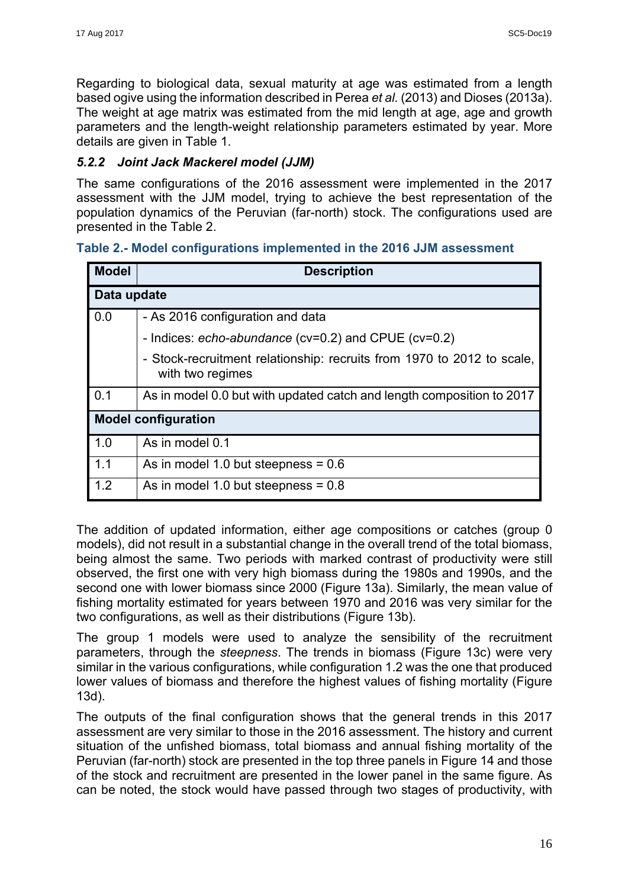Regarding to biological data, sexual maturity at age was estimated from a length based ogive using the information described in Perea *et al.* (2013) and Dioses (2013a). The weight at age matrix was estimated from the mid length at age, age and growth parameters and the length-weight relationship parameters estimated by year. More details are given in Table 1.

### *5.2.2 Joint Jack Mackerel model (JJM)*

The same configurations of the 2016 assessment were implemented in the 2017 assessment with the JJM model, trying to achieve the best representation of the population dynamics of the Peruvian (far-north) stock. The configurations used are presented in the Table 2.

**Table 2.- Model configurations implemented in the 2016 JJM assessment**

| Model | Description |
|---|---|
| **Data update** | |
| 0.0 | - As 2016 configuration and data<br>- Indices: *echo-abundance* (cv=0.2) and CPUE (cv=0.2)<br>- Stock-recruitment relationship: recruits from 1970 to 2012 to scale, with two regimes |
| 0.1 | As in model 0.0 but with updated catch and length composition to 2017 |
| **Model configuration** | |
| 1.0 | As in model 0.1 |
| 1.1 | As in model 1.0 but steepness = 0.6 |
| 1.2 | As in model 1.0 but steepness = 0.8 |

The addition of updated information, either age compositions or catches (group 0 models), did not result in a substantial change in the overall trend of the total biomass, being almost the same. Two periods with marked contrast of productivity were still observed, the first one with very high biomass during the 1980s and 1990s, and the second one with lower biomass since 2000 (Figure 13a). Similarly, the mean value of fishing mortality estimated for years between 1970 and 2016 was very similar for the two configurations, as well as their distributions (Figure 13b).

The group 1 models were used to analyze the sensibility of the recruitment parameters, through the *steepness*. The trends in biomass (Figure 13c) were very similar in the various configurations, while configuration 1.2 was the one that produced lower values of biomass and therefore the highest values of fishing mortality (Figure 13d).

The outputs of the final configuration shows that the general trends in this 2017 assessment are very similar to those in the 2016 assessment. The history and current situation of the unfished biomass, total biomass and annual fishing mortality of the Peruvian (far-north) stock are presented in the top three panels in Figure 14 and those of the stock and recruitment are presented in the lower panel in the same figure. As can be noted, the stock would have passed through two stages of productivity, with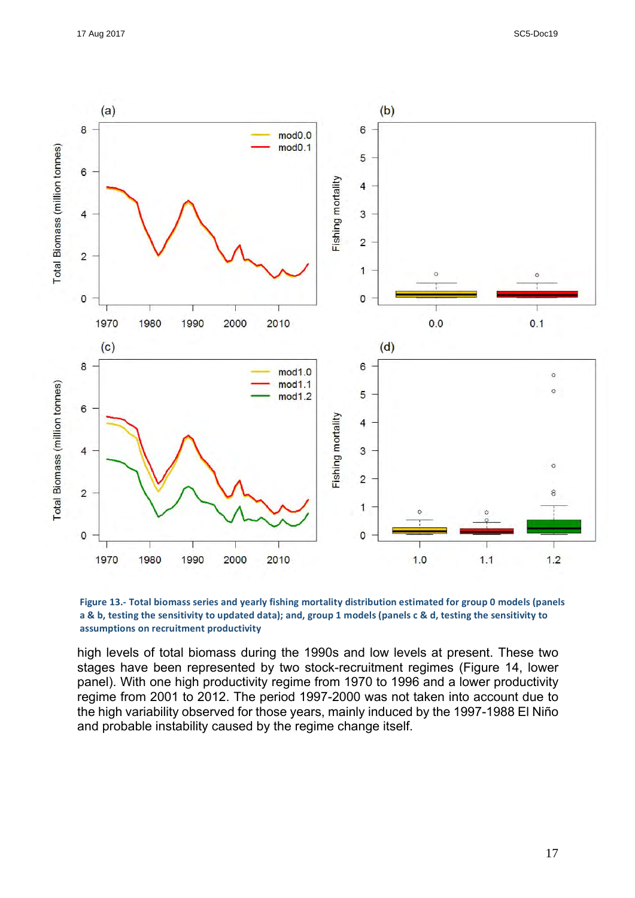**Figure 13.- Total biomass series and yearly fishing mortality distribution estimated for group 0 models (panels a & b, testing the sensitivity to updated data); and, group 1 models (panels c & d, testing the sensitivity to assumptions on recruitment productivity**

high levels of total biomass during the 1990s and low levels at present. These two stages have been represented by two stock-recruitment regimes (Figure 14, lower panel). With one high productivity regime from 1970 to 1996 and a lower productivity regime from 2001 to 2012. The period 1997-2000 was not taken into account due to the high variability observed for those years, mainly induced by the 1997-1988 El Niño and probable instability caused by the regime change itself.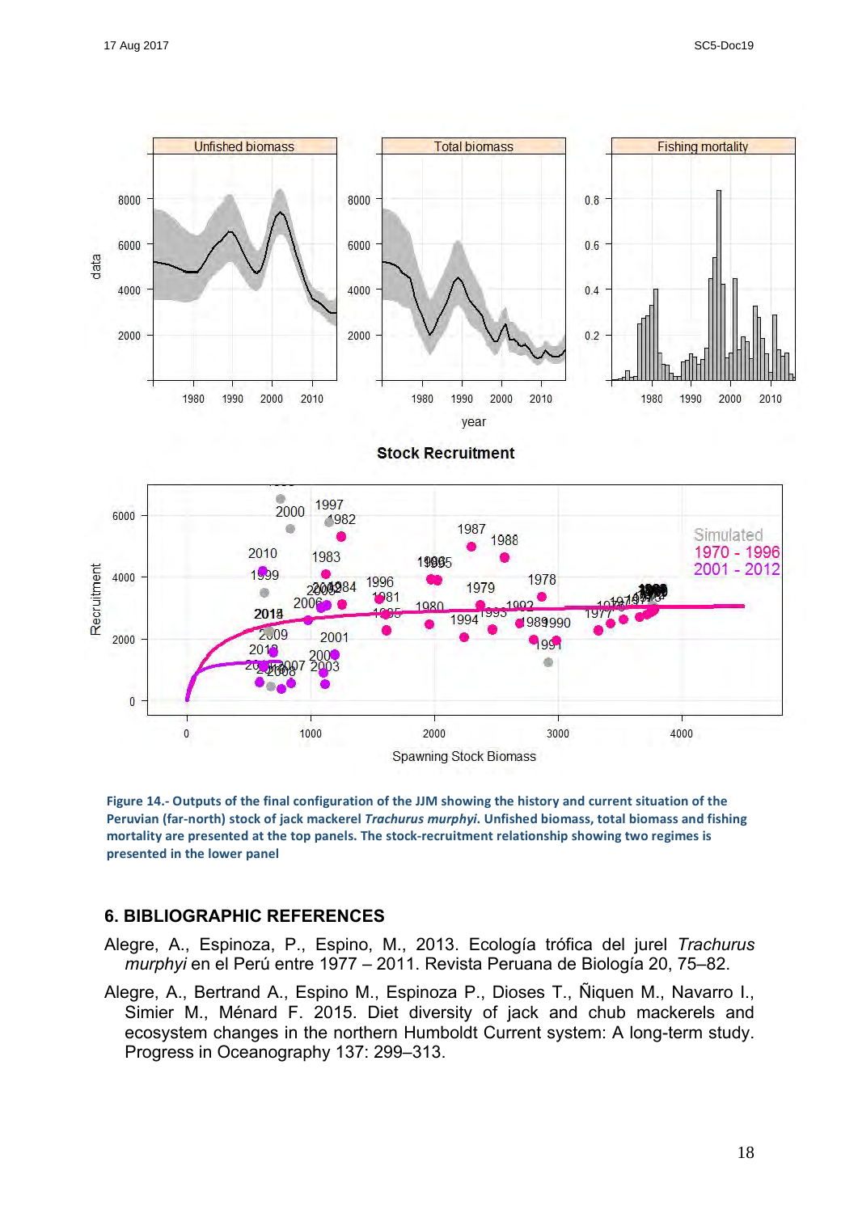**Figure 14.- Outputs of the final configuration of the JJM showing the history and current situation of the Peruvian (far-north) stock of jack mackerel *Trachurus murphyi*. Unfished biomass, total biomass and fishing mortality are presented at the top panels. The stock-recruitment relationship showing two regimes is presented in the lower panel**

## 6. BIBLIOGRAPHIC REFERENCES

Alegre, A., Espinoza, P., Espino, M., 2013. Ecología trófica del jurel *Trachurus murphyi* en el Perú entre 1977 – 2011. Revista Peruana de Biología 20, 75–82.

Alegre, A., Bertrand A., Espino M., Espinoza P., Dioses T., Ñiquen M., Navarro I., Simier M., Ménard F. 2015. Diet diversity of jack and chub mackerels and ecosystem changes in the northern Humboldt Current system: A long-term study. Progress in Oceanography 137: 299–313.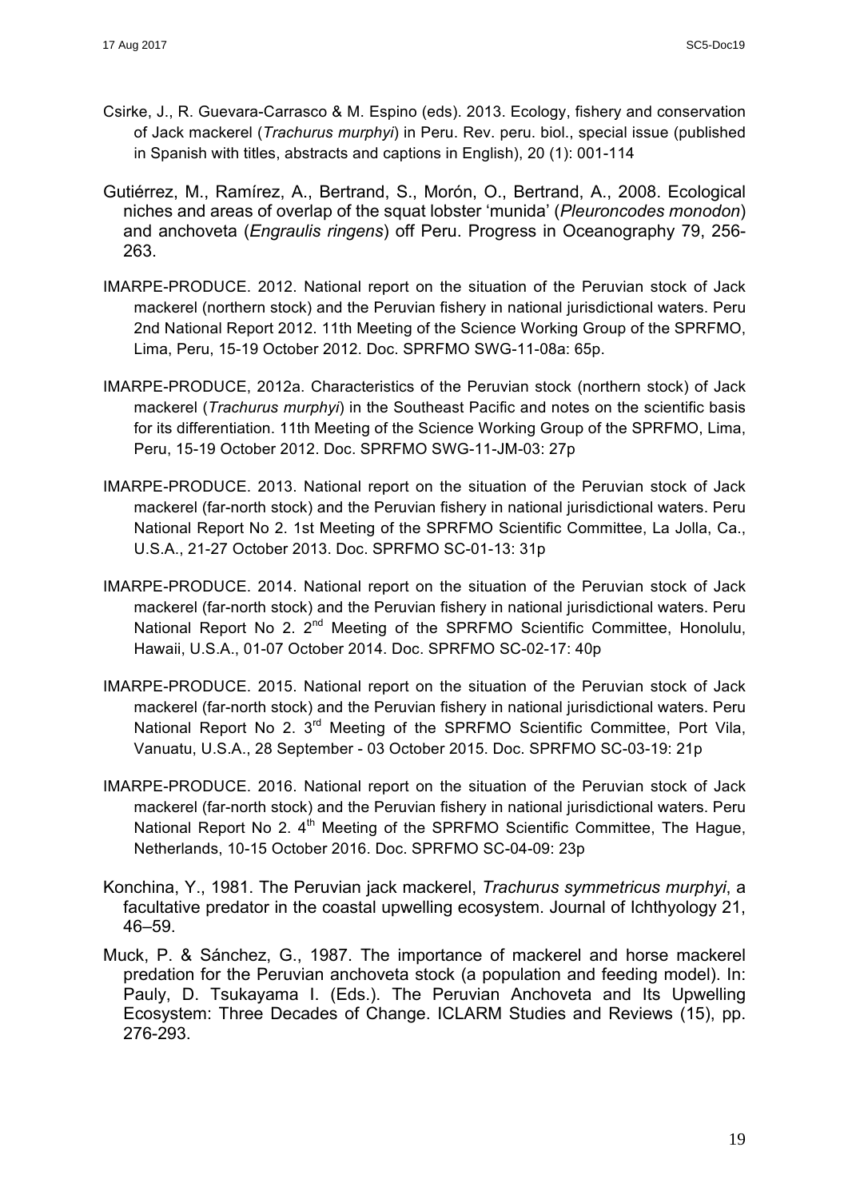Csirke, J., R. Guevara-Carrasco & M. Espino (eds). 2013. Ecology, fishery and conservation of Jack mackerel (*Trachurus murphyi*) in Peru. Rev. peru. biol., special issue (published in Spanish with titles, abstracts and captions in English), 20 (1): 001-114

Gutiérrez, M., Ramírez, A., Bertrand, S., Morón, O., Bertrand, A., 2008. Ecological niches and areas of overlap of the squat lobster 'munida' (*Pleuroncodes monodon*) and anchoveta (*Engraulis ringens*) off Peru. Progress in Oceanography 79, 256-263.

IMARPE-PRODUCE. 2012. National report on the situation of the Peruvian stock of Jack mackerel (northern stock) and the Peruvian fishery in national jurisdictional waters. Peru 2nd National Report 2012. 11th Meeting of the Science Working Group of the SPRFMO, Lima, Peru, 15-19 October 2012. Doc. SPRFMO SWG-11-08a: 65p.

IMARPE-PRODUCE, 2012a. Characteristics of the Peruvian stock (northern stock) of Jack mackerel (*Trachurus murphyi*) in the Southeast Pacific and notes on the scientific basis for its differentiation. 11th Meeting of the Science Working Group of the SPRFMO, Lima, Peru, 15-19 October 2012. Doc. SPRFMO SWG-11-JM-03: 27p

IMARPE-PRODUCE. 2013. National report on the situation of the Peruvian stock of Jack mackerel (far-north stock) and the Peruvian fishery in national jurisdictional waters. Peru National Report No 2. 1st Meeting of the SPRFMO Scientific Committee, La Jolla, Ca., U.S.A., 21-27 October 2013. Doc. SPRFMO SC-01-13: 31p

IMARPE-PRODUCE. 2014. National report on the situation of the Peruvian stock of Jack mackerel (far-north stock) and the Peruvian fishery in national jurisdictional waters. Peru National Report No 2. 2nd Meeting of the SPRFMO Scientific Committee, Honolulu, Hawaii, U.S.A., 01-07 October 2014. Doc. SPRFMO SC-02-17: 40p

IMARPE-PRODUCE. 2015. National report on the situation of the Peruvian stock of Jack mackerel (far-north stock) and the Peruvian fishery in national jurisdictional waters. Peru National Report No 2. 3rd Meeting of the SPRFMO Scientific Committee, Port Vila, Vanuatu, U.S.A., 28 September - 03 October 2015. Doc. SPRFMO SC-03-19: 21p

IMARPE-PRODUCE. 2016. National report on the situation of the Peruvian stock of Jack mackerel (far-north stock) and the Peruvian fishery in national jurisdictional waters. Peru National Report No 2. 4th Meeting of the SPRFMO Scientific Committee, The Hague, Netherlands, 10-15 October 2016. Doc. SPRFMO SC-04-09: 23p

Konchina, Y., 1981. The Peruvian jack mackerel, *Trachurus symmetricus murphyi*, a facultative predator in the coastal upwelling ecosystem. Journal of Ichthyology 21, 46–59.

Muck, P. & Sánchez, G., 1987. The importance of mackerel and horse mackerel predation for the Peruvian anchoveta stock (a population and feeding model). In: Pauly, D. Tsukayama I. (Eds.). The Peruvian Anchoveta and Its Upwelling Ecosystem: Three Decades of Change. ICLARM Studies and Reviews (15), pp. 276-293.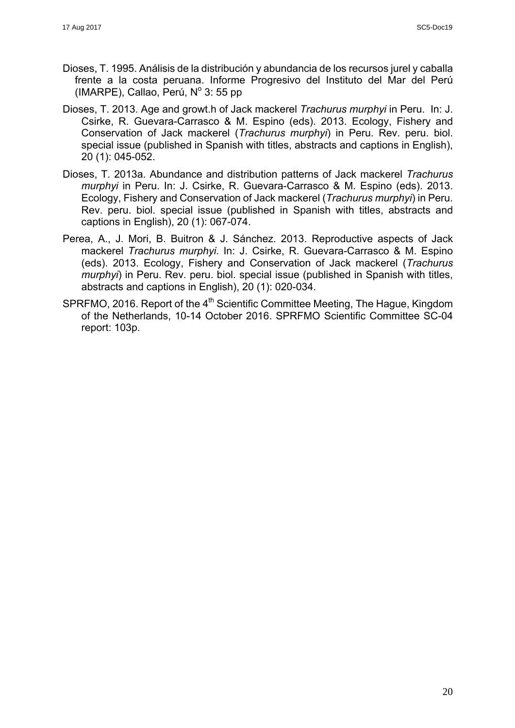Dioses, T. 1995. Análisis de la distribución y abundancia de los recursos jurel y caballa frente a la costa peruana. Informe Progresivo del Instituto del Mar del Perú (IMARPE), Callao, Perú, N° 3: 55 pp

Dioses, T. 2013. Age and growt.h of Jack mackerel *Trachurus murphyi* in Peru. In: J. Csirke, R. Guevara-Carrasco & M. Espino (eds). 2013. Ecology, Fishery and Conservation of Jack mackerel (*Trachurus murphyi*) in Peru. Rev. peru. biol. special issue (published in Spanish with titles, abstracts and captions in English), 20 (1): 045-052.

Dioses, T. 2013a. Abundance and distribution patterns of Jack mackerel *Trachurus murphyi* in Peru. In: J. Csirke, R. Guevara-Carrasco & M. Espino (eds). 2013. Ecology, Fishery and Conservation of Jack mackerel (*Trachurus murphyi*) in Peru. Rev. peru. biol. special issue (published in Spanish with titles, abstracts and captions in English), 20 (1): 067-074.

Perea, A., J. Mori, B. Buitron & J. Sánchez. 2013. Reproductive aspects of Jack mackerel *Trachurus murphyi*. In: J. Csirke, R. Guevara-Carrasco & M. Espino (eds). 2013. Ecology, Fishery and Conservation of Jack mackerel (*Trachurus murphyi*) in Peru. Rev. peru. biol. special issue (published in Spanish with titles, abstracts and captions in English), 20 (1): 020-034.

SPRFMO, 2016. Report of the 4th Scientific Committee Meeting, The Hague, Kingdom of the Netherlands, 10-14 October 2016. SPRFMO Scientific Committee SC-04 report: 103p.